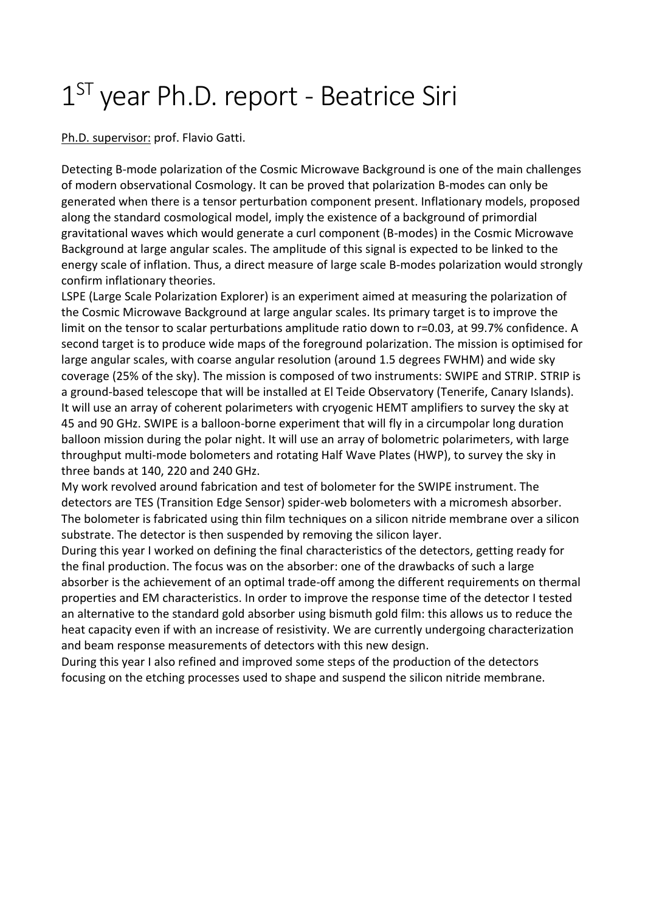# 1<sup>ST</sup> year Ph.D. report - Beatrice Siri

<u>Ph.D. supervisor:</u> prof. Flavio Gatti.

Detecting B-mode polarization of the Cosmic Microwave Background is one of the main challenges of modern observational Cosmology. It can be proved that polarization B-modes can only be generated when there is a tensor perturbation component present. Inflationary models, proposed along the standard cosmological model, imply the existence of a background of primordial gravitational waves which would generate a curl component (B-modes) in the Cosmic Microwave Background at large angular scales. The amplitude of this signal is expected to be linked to the energy scale of inflation. Thus, a direct measure of large scale B-modes polarization would strongly confirm inflationary theories.

LSPE (Large Scale Polarization Explorer) is an experiment aimed at measuring the polarization of the Cosmic Microwave Background at large angular scales. Its primary target is to improve the limit on the tensor to scalar perturbations amplitude ratio down to r=0.03, at 99.7% confidence. A second target is to produce wide maps of the foreground polarization. The mission is optimised for large angular scales, with coarse angular resolution (around 1.5 degrees FWHM) and wide sky coverage (25% of the sky). The mission is composed of two instruments: SWIPE and STRIP. STRIP is a ground-based telescope that will be installed at El Teide Observatory (Tenerife, Canary Islands). It will use an array of coherent polarimeters with cryogenic HEMT amplifiers to survey the sky at 45 and 90 GHz. SWIPE is a balloon-borne experiment that will fly in a circumpolar long duration balloon mission during the polar night. It will use an array of bolometric polarimeters, with large throughput multi-mode bolometers and rotating Half Wave Plates (HWP), to survey the sky in three bands at 140, 220 and 240 GHz.

My work revolved around fabrication and test of bolometer for the SWIPE instrument. The detectors are TES (Transition Edge Sensor) spider-web bolometers with a micromesh absorber. The bolometer is fabricated using thin film techniques on a silicon nitride membrane over a silicon substrate. The detector is then suspended by removing the silicon layer.

During this year I worked on defining the final characteristics of the detectors, getting ready for the final production. The focus was on the absorber: one of the drawbacks of such a large absorber is the achievement of an optimal trade-off among the different requirements on thermal properties and EM characteristics. In order to improve the response time of the detector I tested an alternative to the standard gold absorber using bismuth gold film: this allows us to reduce the heat capacity even if with an increase of resistivity. We are currently undergoing characterization and beam response measurements of detectors with this new design.

During this year I also refined and improved some steps of the production of the detectors focusing on the etching processes used to shape and suspend the silicon nitride membrane.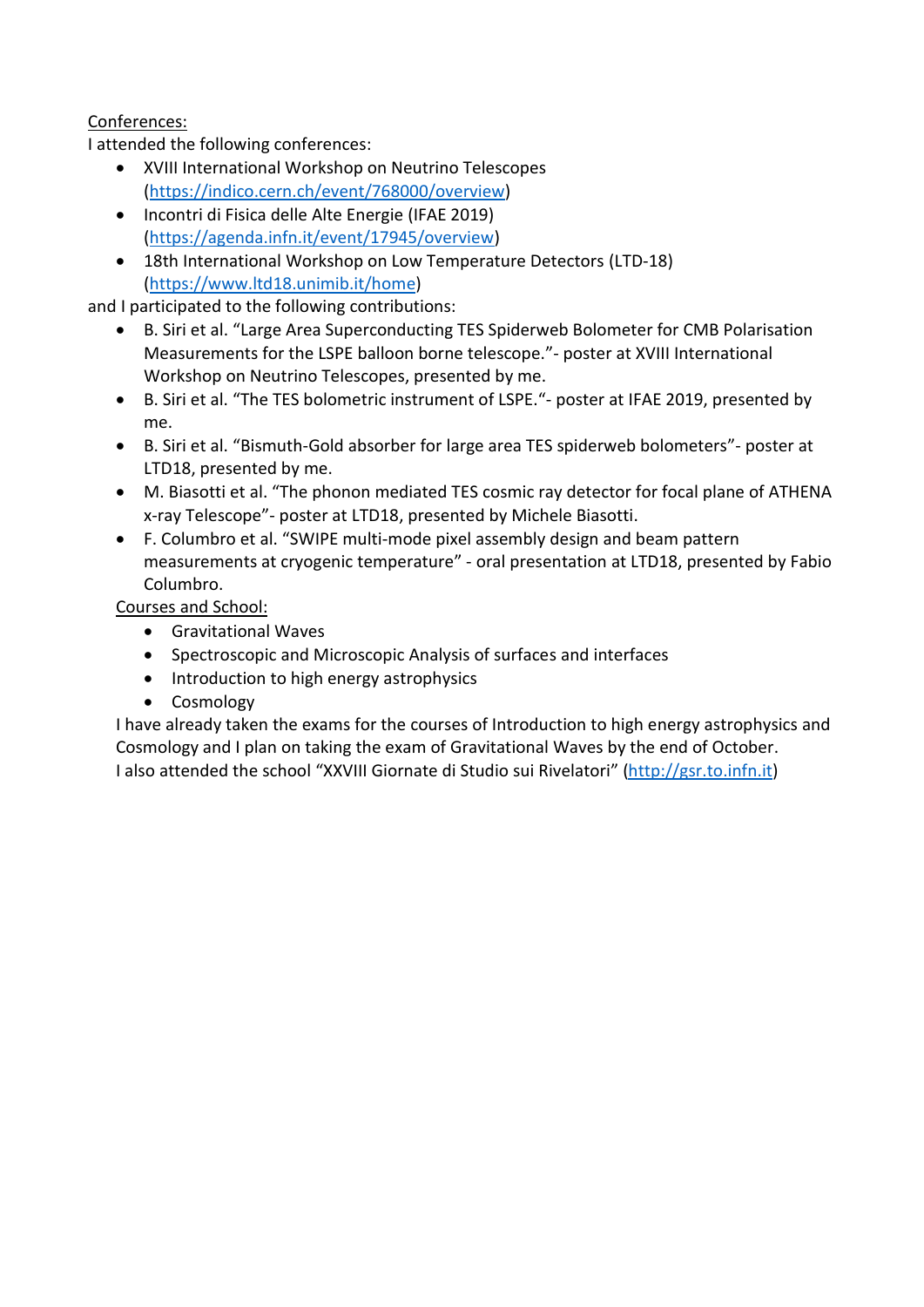Conferences:

I attended the following conferences:

- XVIII International Workshop on Neutrino Telescopes (https://indico.cern.ch/event/768000/overview)
- Incontri di Fisica delle Alte Energie (IFAE 2019) (https://agenda.infn.it/event/17945/overview)
- 18th International Workshop on Low Temperature Detectors (LTD-18) (https://www.ltd18.unimib.it/home)

and I participated to the following contributions:

- B. Siri et al. "Large Area Superconducting TES Spiderweb Bolometer for CMB Polarisation Measurements for the LSPE balloon borne telescope."- poster at XVIII International Workshop on Neutrino Telescopes, presented by me.
- B. Siri et al. "The TES bolometric instrument of LSPE."- poster at IFAE 2019, presented by me.
- B. Siri et al. "Bismuth-Gold absorber for large area TES spiderweb bolometers"- poster at LTD18, presented by me.
- M. Biasotti et al. "The phonon mediated TES cosmic ray detector for focal plane of ATHENA x-ray Telescope"- poster at LTD18, presented by Michele Biasotti.
- F. Columbro et al. "SWIPE multi-mode pixel assembly design and beam pattern measurements at cryogenic temperature" - oral presentation at LTD18, presented by Fabio Columbro.

Courses and School:

- Gravitational Waves
- Spectroscopic and Microscopic Analysis of surfaces and interfaces
- Introduction to high energy astrophysics
- Cosmology

I have already taken the exams for the courses of Introduction to high energy astrophysics and Cosmology and I plan on taking the exam of Gravitational Waves by the end of October.

I also attended the school "XXVIII Giornate di Studio sui Rivelatori" (http://gsr.to.infn.it)